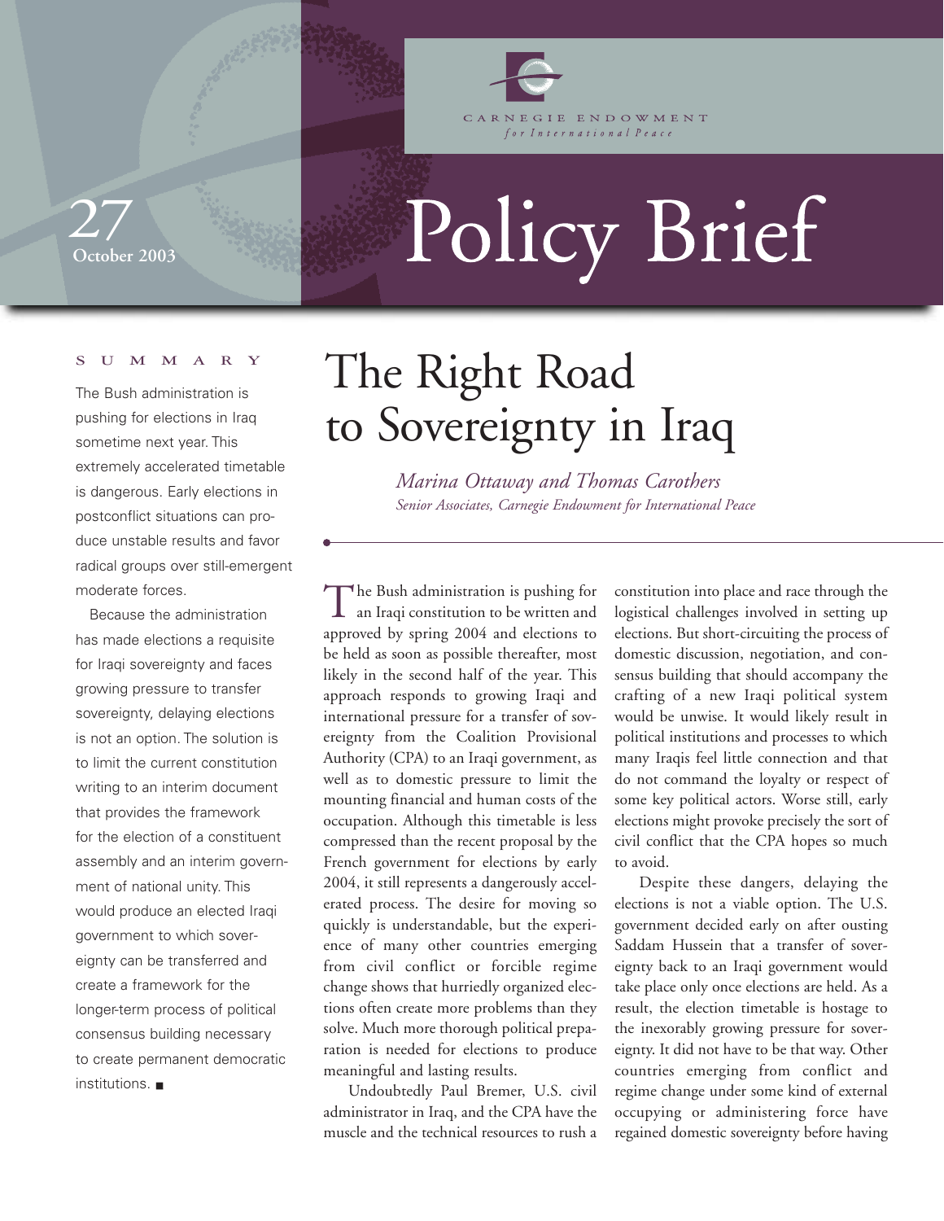Carnegie Endowment for International Peace

# Policy Brief

27
October 2003

## The Right Road to Sovereignty in Iraq

*Marina Ottaway and Thomas Carothers*
*Senior Associates, Carnegie Endowment for International Peace*

### SUMMARY

The Bush administration is pushing for elections in Iraq sometime next year. This extremely accelerated timetable is dangerous. Early elections in postconflict situations can produce unstable results and favor radical groups over still-emergent moderate forces.

Because the administration has made elections a requisite for Iraqi sovereignty and faces growing pressure to transfer sovereignty, delaying elections is not an option. The solution is to limit the current constitution writing to an interim document that provides the framework for the election of a constituent assembly and an interim government of national unity. This would produce an elected Iraqi government to which sovereignty can be transferred and create a framework for the longer-term process of political consensus building necessary to create permanent democratic institutions. ■

The Bush administration is pushing for an Iraqi constitution to be written and approved by spring 2004 and elections to be held as soon as possible thereafter, most likely in the second half of the year. This approach responds to growing Iraqi and international pressure for a transfer of sovereignty from the Coalition Provisional Authority (CPA) to an Iraqi government, as well as to domestic pressure to limit the mounting financial and human costs of the occupation. Although this timetable is less compressed than the recent proposal by the French government for elections by early 2004, it still represents a dangerously accelerated process. The desire for moving so quickly is understandable, but the experience of many other countries emerging from civil conflict or forcible regime change shows that hurriedly organized elections often create more problems than they solve. Much more thorough political preparation is needed for elections to produce meaningful and lasting results.

Undoubtedly Paul Bremer, U.S. civil administrator in Iraq, and the CPA have the muscle and the technical resources to rush a constitution into place and race through the logistical challenges involved in setting up elections. But short-circuiting the process of domestic discussion, negotiation, and consensus building that should accompany the crafting of a new Iraqi political system would be unwise. It would likely result in political institutions and processes to which many Iraqis feel little connection and that do not command the loyalty or respect of some key political actors. Worse still, early elections might provoke precisely the sort of civil conflict that the CPA hopes so much to avoid.

Despite these dangers, delaying the elections is not a viable option. The U.S. government decided early on after ousting Saddam Hussein that a transfer of sovereignty back to an Iraqi government would take place only once elections are held. As a result, the election timetable is hostage to the inexorably growing pressure for sovereignty. It did not have to be that way. Other countries emerging from conflict and regime change under some kind of external occupying or administering force have regained domestic sovereignty before having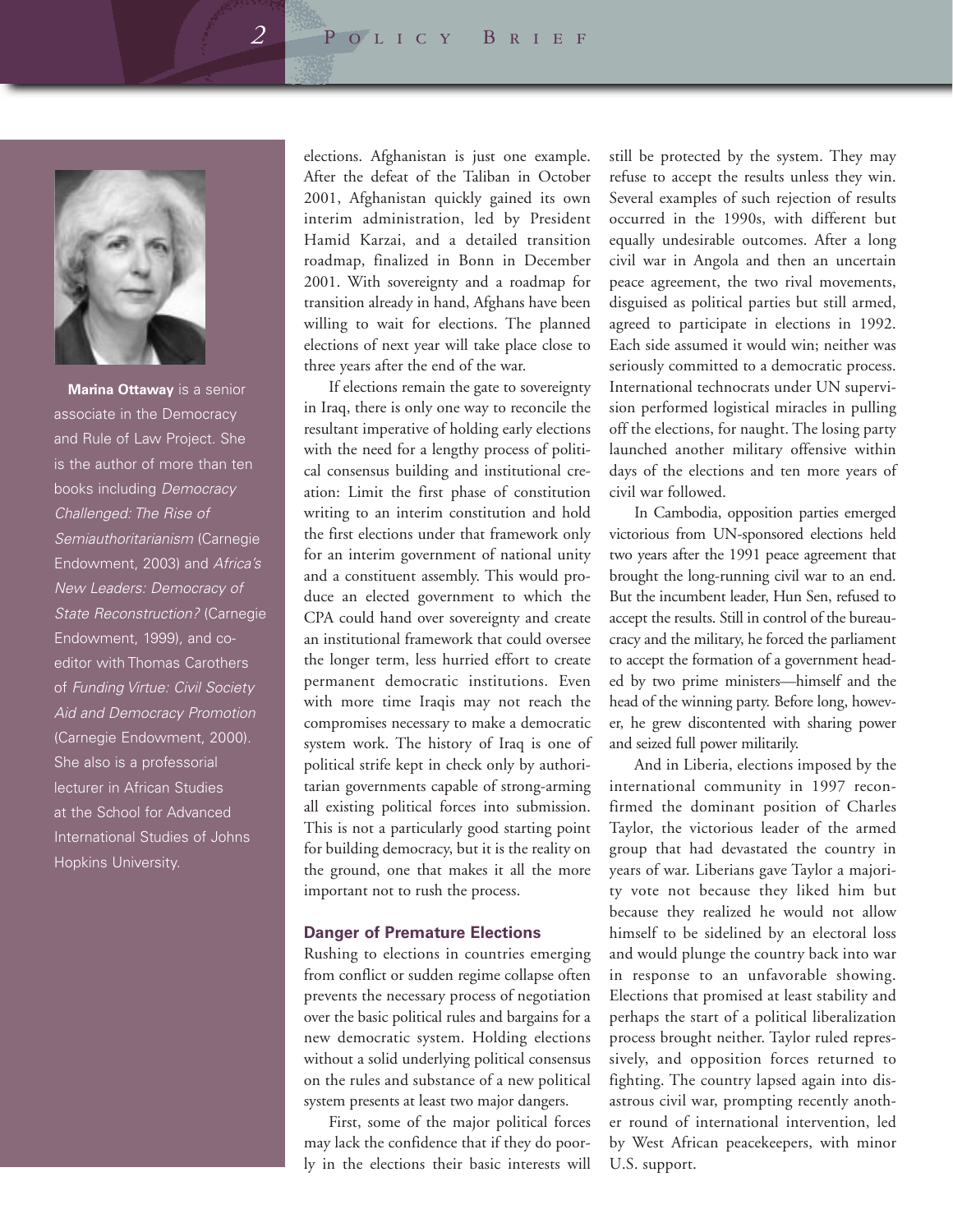**Marina Ottaway** is a senior associate in the Democracy and Rule of Law Project. She is the author of more than ten books including *Democracy Challenged: The Rise of Semiauthoritarianism* (Carnegie Endowment, 2003) and *Africa's New Leaders: Democracy of State Reconstruction?* (Carnegie Endowment, 1999), and co-editor with Thomas Carothers of *Funding Virtue: Civil Society Aid and Democracy Promotion* (Carnegie Endowment, 2000). She also is a professorial lecturer in African Studies at the School for Advanced International Studies of Johns Hopkins University.

elections. Afghanistan is just one example. After the defeat of the Taliban in October 2001, Afghanistan quickly gained its own interim administration, led by President Hamid Karzai, and a detailed transition roadmap, finalized in Bonn in December 2001. With sovereignty and a roadmap for transition already in hand, Afghans have been willing to wait for elections. The planned elections of next year will take place close to three years after the end of the war.

If elections remain the gate to sovereignty in Iraq, there is only one way to reconcile the resultant imperative of holding early elections with the need for a lengthy process of political consensus building and institutional creation: Limit the first phase of constitution writing to an interim constitution and hold the first elections under that framework only for an interim government of national unity and a constituent assembly. This would produce an elected government to which the CPA could hand over sovereignty and create an institutional framework that could oversee the longer term, less hurried effort to create permanent democratic institutions. Even with more time Iraqis may not reach the compromises necessary to make a democratic system work. The history of Iraq is one of political strife kept in check only by authoritarian governments capable of strong-arming all existing political forces into submission. This is not a particularly good starting point for building democracy, but it is the reality on the ground, one that makes it all the more important not to rush the process.

### Danger of Premature Elections

Rushing to elections in countries emerging from conflict or sudden regime collapse often prevents the necessary process of negotiation over the basic political rules and bargains for a new democratic system. Holding elections without a solid underlying political consensus on the rules and substance of a new political system presents at least two major dangers.

First, some of the major political forces may lack the confidence that if they do poorly in the elections their basic interests will still be protected by the system. They may refuse to accept the results unless they win. Several examples of such rejection of results occurred in the 1990s, with different but equally undesirable outcomes. After a long civil war in Angola and then an uncertain peace agreement, the two rival movements, disguised as political parties but still armed, agreed to participate in elections in 1992. Each side assumed it would win; neither was seriously committed to a democratic process. International technocrats under UN supervision performed logistical miracles in pulling off the elections, for naught. The losing party launched another military offensive within days of the elections and ten more years of civil war followed.

In Cambodia, opposition parties emerged victorious from UN-sponsored elections held two years after the 1991 peace agreement that brought the long-running civil war to an end. But the incumbent leader, Hun Sen, refused to accept the results. Still in control of the bureaucracy and the military, he forced the parliament to accept the formation of a government headed by two prime ministers—himself and the head of the winning party. Before long, however, he grew discontented with sharing power and seized full power militarily.

And in Liberia, elections imposed by the international community in 1997 reconfirmed the dominant position of Charles Taylor, the victorious leader of the armed group that had devastated the country in years of war. Liberians gave Taylor a majority vote not because they liked him but because they realized he would not allow himself to be sidelined by an electoral loss and would plunge the country back into war in response to an unfavorable showing. Elections that promised at least stability and perhaps the start of a political liberalization process brought neither. Taylor ruled repressively, and opposition forces returned to fighting. The country lapsed again into disastrous civil war, prompting recently another round of international intervention, led by West African peacekeepers, with minor U.S. support.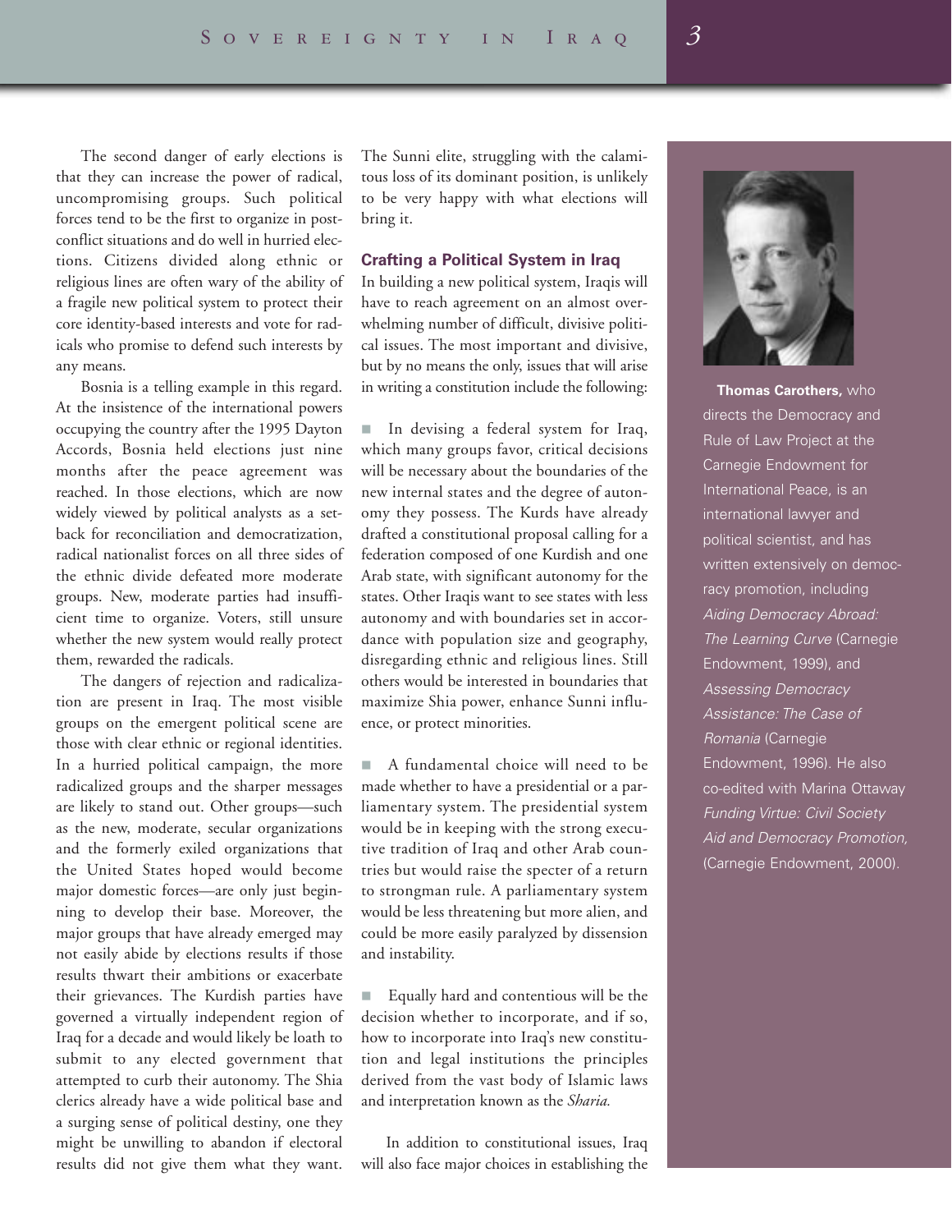The second danger of early elections is that they can increase the power of radical, uncompromising groups. Such political forces tend to be the first to organize in post-conflict situations and do well in hurried elections. Citizens divided along ethnic or religious lines are often wary of the ability of a fragile new political system to protect their core identity-based interests and vote for radicals who promise to defend such interests by any means.

Bosnia is a telling example in this regard. At the insistence of the international powers occupying the country after the 1995 Dayton Accords, Bosnia held elections just nine months after the peace agreement was reached. In those elections, which are now widely viewed by political analysts as a setback for reconciliation and democratization, radical nationalist forces on all three sides of the ethnic divide defeated more moderate groups. New, moderate parties had insufficient time to organize. Voters, still unsure whether the new system would really protect them, rewarded the radicals.

The dangers of rejection and radicalization are present in Iraq. The most visible groups on the emergent political scene are those with clear ethnic or regional identities. In a hurried political campaign, the more radicalized groups and the sharper messages are likely to stand out. Other groups—such as the new, moderate, secular organizations and the formerly exiled organizations that the United States hoped would become major domestic forces—are only just beginning to develop their base. Moreover, the major groups that have already emerged may not easily abide by elections results if those results thwart their ambitions or exacerbate their grievances. The Kurdish parties have governed a virtually independent region of Iraq for a decade and would likely be loath to submit to any elected government that attempted to curb their autonomy. The Shia clerics already have a wide political base and a surging sense of political destiny, one they might be unwilling to abandon if electoral results did not give them what they want. The Sunni elite, struggling with the calamitous loss of its dominant position, is unlikely to be very happy with what elections will bring it.

### Crafting a Political System in Iraq

In building a new political system, Iraqis will have to reach agreement on an almost overwhelming number of difficult, divisive political issues. The most important and divisive, but by no means the only, issues that will arise in writing a constitution include the following:

- In devising a federal system for Iraq, which many groups favor, critical decisions will be necessary about the boundaries of the new internal states and the degree of autonomy they possess. The Kurds have already drafted a constitutional proposal calling for a federation composed of one Kurdish and one Arab state, with significant autonomy for the states. Other Iraqis want to see states with less autonomy and with boundaries set in accordance with population size and geography, disregarding ethnic and religious lines. Still others would be interested in boundaries that maximize Shia power, enhance Sunni influence, or protect minorities.

- A fundamental choice will need to be made whether to have a presidential or a parliamentary system. The presidential system would be in keeping with the strong executive tradition of Iraq and other Arab countries but would raise the specter of a return to strongman rule. A parliamentary system would be less threatening but more alien, and could be more easily paralyzed by dissension and instability.

- Equally hard and contentious will be the decision whether to incorporate, and if so, how to incorporate into Iraq's new constitution and legal institutions the principles derived from the vast body of Islamic laws and interpretation known as the *Sharia.*

In addition to constitutional issues, Iraq will also face major choices in establishing the

**Thomas Carothers,** who directs the Democracy and Rule of Law Project at the Carnegie Endowment for International Peace, is an international lawyer and political scientist, and has written extensively on democracy promotion, including *Aiding Democracy Abroad: The Learning Curve* (Carnegie Endowment, 1999), and *Assessing Democracy Assistance: The Case of Romania* (Carnegie Endowment, 1996). He also co-edited with Marina Ottaway *Funding Virtue: Civil Society Aid and Democracy Promotion,* (Carnegie Endowment, 2000).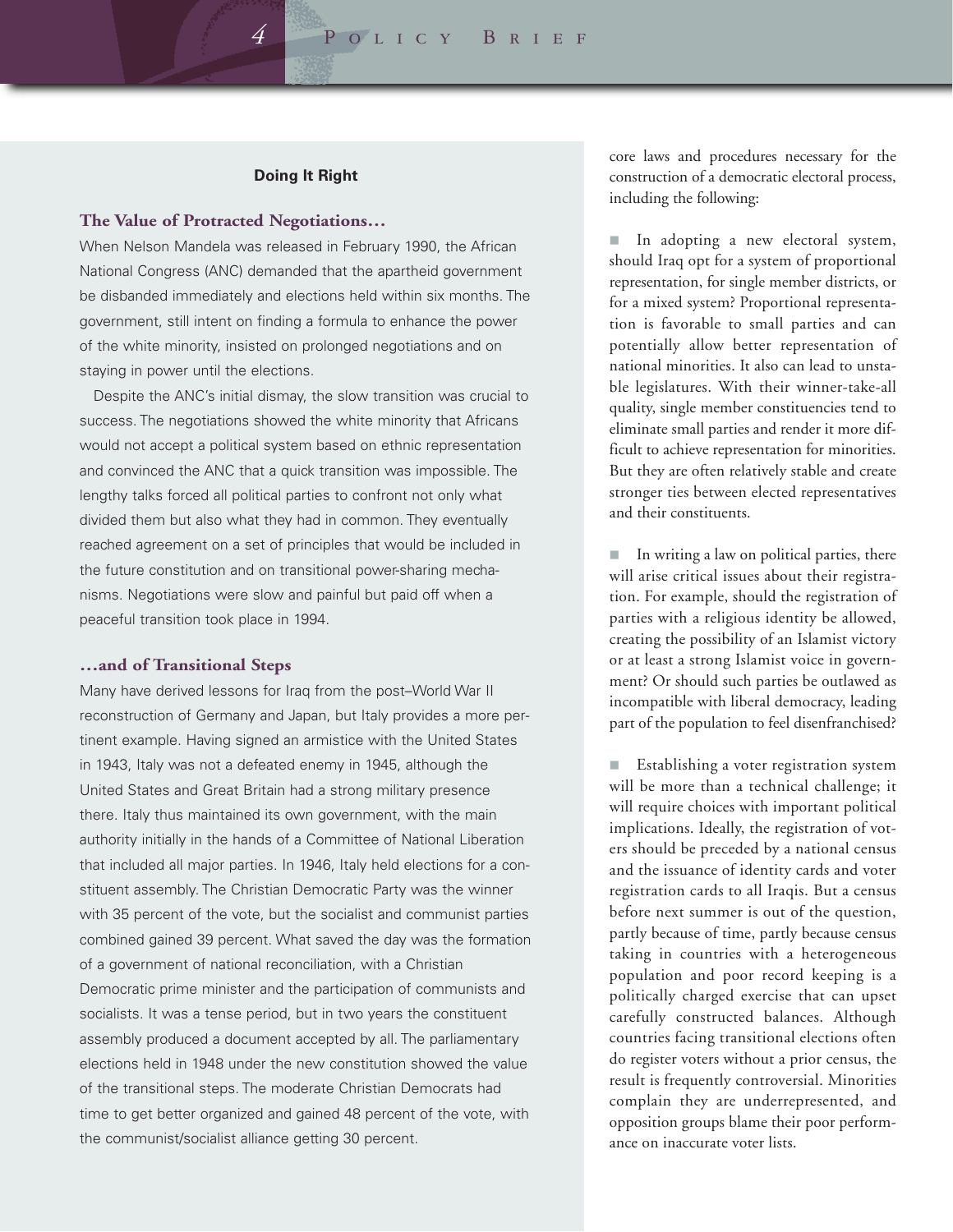## Doing It Right

### The Value of Protracted Negotiations…

When Nelson Mandela was released in February 1990, the African National Congress (ANC) demanded that the apartheid government be disbanded immediately and elections held within six months. The government, still intent on finding a formula to enhance the power of the white minority, insisted on prolonged negotiations and on staying in power until the elections.

Despite the ANC's initial dismay, the slow transition was crucial to success. The negotiations showed the white minority that Africans would not accept a political system based on ethnic representation and convinced the ANC that a quick transition was impossible. The lengthy talks forced all political parties to confront not only what divided them but also what they had in common. They eventually reached agreement on a set of principles that would be included in the future constitution and on transitional power-sharing mechanisms. Negotiations were slow and painful but paid off when a peaceful transition took place in 1994.

### …and of Transitional Steps

Many have derived lessons for Iraq from the post–World War II reconstruction of Germany and Japan, but Italy provides a more pertinent example. Having signed an armistice with the United States in 1943, Italy was not a defeated enemy in 1945, although the United States and Great Britain had a strong military presence there. Italy thus maintained its own government, with the main authority initially in the hands of a Committee of National Liberation that included all major parties. In 1946, Italy held elections for a constituent assembly. The Christian Democratic Party was the winner with 35 percent of the vote, but the socialist and communist parties combined gained 39 percent. What saved the day was the formation of a government of national reconciliation, with a Christian Democratic prime minister and the participation of communists and socialists. It was a tense period, but in two years the constituent assembly produced a document accepted by all. The parliamentary elections held in 1948 under the new constitution showed the value of the transitional steps. The moderate Christian Democrats had time to get better organized and gained 48 percent of the vote, with the communist/socialist alliance getting 30 percent.

core laws and procedures necessary for the construction of a democratic electoral process, including the following:

- In adopting a new electoral system, should Iraq opt for a system of proportional representation, for single member districts, or for a mixed system? Proportional representation is favorable to small parties and can potentially allow better representation of national minorities. It also can lead to unstable legislatures. With their winner-take-all quality, single member constituencies tend to eliminate small parties and render it more difficult to achieve representation for minorities. But they are often relatively stable and create stronger ties between elected representatives and their constituents.

- In writing a law on political parties, there will arise critical issues about their registration. For example, should the registration of parties with a religious identity be allowed, creating the possibility of an Islamist victory or at least a strong Islamist voice in government? Or should such parties be outlawed as incompatible with liberal democracy, leading part of the population to feel disenfranchised?

- Establishing a voter registration system will be more than a technical challenge; it will require choices with important political implications. Ideally, the registration of voters should be preceded by a national census and the issuance of identity cards and voter registration cards to all Iraqis. But a census before next summer is out of the question, partly because of time, partly because census taking in countries with a heterogeneous population and poor record keeping is a politically charged exercise that can upset carefully constructed balances. Although countries facing transitional elections often do register voters without a prior census, the result is frequently controversial. Minorities complain they are underrepresented, and opposition groups blame their poor performance on inaccurate voter lists.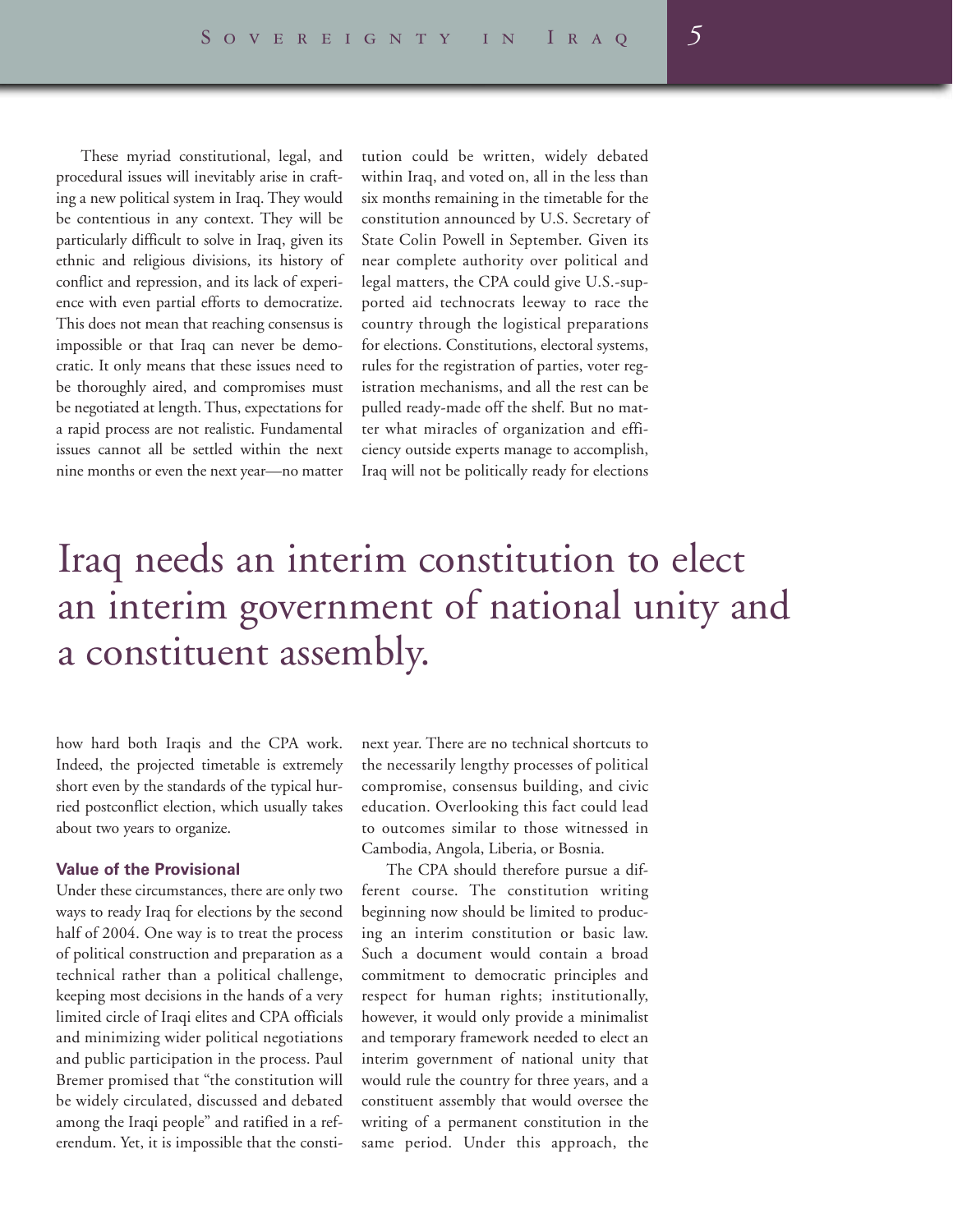These myriad constitutional, legal, and procedural issues will inevitably arise in crafting a new political system in Iraq. They would be contentious in any context. They will be particularly difficult to solve in Iraq, given its ethnic and religious divisions, its history of conflict and repression, and its lack of experience with even partial efforts to democratize. This does not mean that reaching consensus is impossible or that Iraq can never be democratic. It only means that these issues need to be thoroughly aired, and compromises must be negotiated at length. Thus, expectations for a rapid process are not realistic. Fundamental issues cannot all be settled within the next nine months or even the next year—no matter how hard both Iraqis and the CPA work. Indeed, the projected timetable is extremely short even by the standards of the typical hurried postconflict election, which usually takes about two years to organize.

> Iraq needs an interim constitution to elect an interim government of national unity and a constituent assembly.

### Value of the Provisional

Under these circumstances, there are only two ways to ready Iraq for elections by the second half of 2004. One way is to treat the process of political construction and preparation as a technical rather than a political challenge, keeping most decisions in the hands of a very limited circle of Iraqi elites and CPA officials and minimizing wider political negotiations and public participation in the process. Paul Bremer promised that "the constitution will be widely circulated, discussed and debated among the Iraqi people" and ratified in a referendum. Yet, it is impossible that the constitution could be written, widely debated within Iraq, and voted on, all in the less than six months remaining in the timetable for the constitution announced by U.S. Secretary of State Colin Powell in September. Given its near complete authority over political and legal matters, the CPA could give U.S.-supported aid technocrats leeway to race the country through the logistical preparations for elections. Constitutions, electoral systems, rules for the registration of parties, voter registration mechanisms, and all the rest can be pulled ready-made off the shelf. But no matter what miracles of organization and efficiency outside experts manage to accomplish, Iraq will not be politically ready for elections next year. There are no technical shortcuts to the necessarily lengthy processes of political compromise, consensus building, and civic education. Overlooking this fact could lead to outcomes similar to those witnessed in Cambodia, Angola, Liberia, or Bosnia.

The CPA should therefore pursue a different course. The constitution writing beginning now should be limited to producing an interim constitution or basic law. Such a document would contain a broad commitment to democratic principles and respect for human rights; institutionally, however, it would only provide a minimalist and temporary framework needed to elect an interim government of national unity that would rule the country for three years, and a constituent assembly that would oversee the writing of a permanent constitution in the same period. Under this approach, the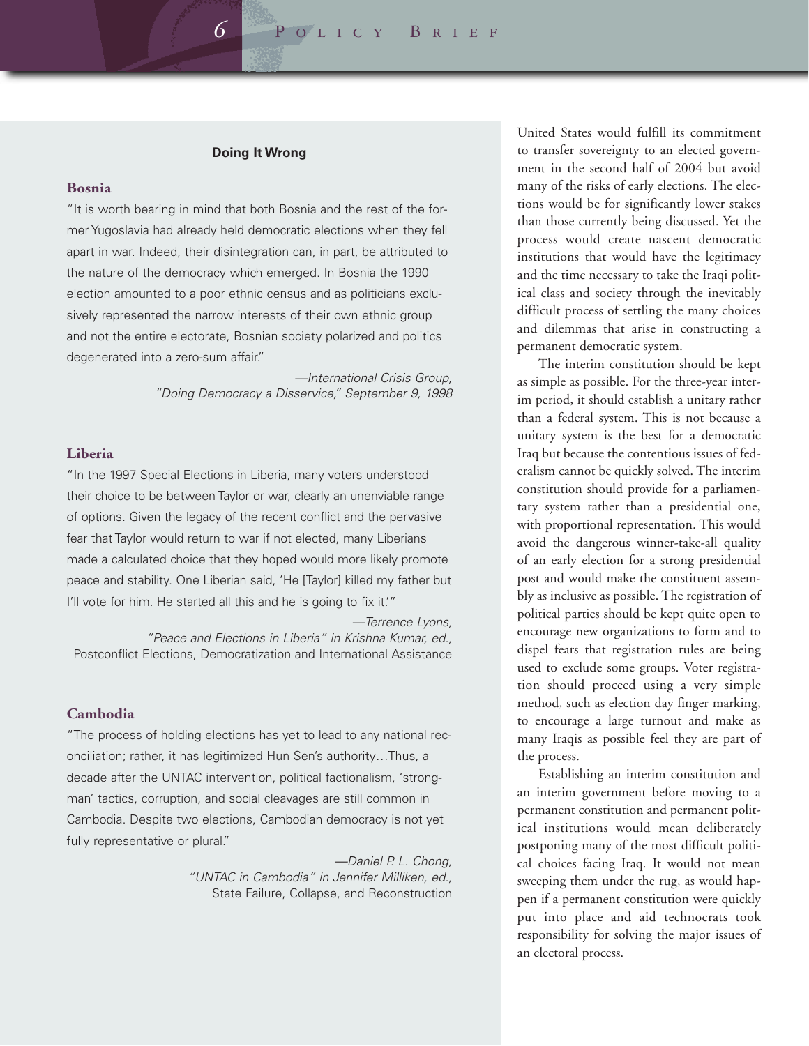## Doing It Wrong

### Bosnia

"It is worth bearing in mind that both Bosnia and the rest of the former Yugoslavia had already held democratic elections when they fell apart in war. Indeed, their disintegration can, in part, be attributed to the nature of the democracy which emerged. In Bosnia the 1990 election amounted to a poor ethnic census and as politicians exclusively represented the narrow interests of their own ethnic group and not the entire electorate, Bosnian society polarized and politics degenerated into a zero-sum affair."

—*International Crisis Group, "Doing Democracy a Disservice," September 9, 1998*

### Liberia

"In the 1997 Special Elections in Liberia, many voters understood their choice to be between Taylor or war, clearly an unenviable range of options. Given the legacy of the recent conflict and the pervasive fear that Taylor would return to war if not elected, many Liberians made a calculated choice that they hoped would more likely promote peace and stability. One Liberian said, 'He [Taylor] killed my father but I'll vote for him. He started all this and he is going to fix it.'"

—*Terrence Lyons, "Peace and Elections in Liberia" in Krishna Kumar, ed.,* Postconflict Elections, Democratization and International Assistance

### Cambodia

"The process of holding elections has yet to lead to any national reconciliation; rather, it has legitimized Hun Sen's authority…Thus, a decade after the UNTAC intervention, political factionalism, 'strongman' tactics, corruption, and social cleavages are still common in Cambodia. Despite two elections, Cambodian democracy is not yet fully representative or plural."

—*Daniel P. L. Chong, "UNTAC in Cambodia" in Jennifer Milliken, ed.,* State Failure, Collapse, and Reconstruction

United States would fulfill its commitment to transfer sovereignty to an elected government in the second half of 2004 but avoid many of the risks of early elections. The elections would be for significantly lower stakes than those currently being discussed. Yet the process would create nascent democratic institutions that would have the legitimacy and the time necessary to take the Iraqi political class and society through the inevitably difficult process of settling the many choices and dilemmas that arise in constructing a permanent democratic system.

The interim constitution should be kept as simple as possible. For the three-year interim period, it should establish a unitary rather than a federal system. This is not because a unitary system is the best for a democratic Iraq but because the contentious issues of federalism cannot be quickly solved. The interim constitution should provide for a parliamentary system rather than a presidential one, with proportional representation. This would avoid the dangerous winner-take-all quality of an early election for a strong presidential post and would make the constituent assembly as inclusive as possible. The registration of political parties should be kept quite open to encourage new organizations to form and to dispel fears that registration rules are being used to exclude some groups. Voter registration should proceed using a very simple method, such as election day finger marking, to encourage a large turnout and make as many Iraqis as possible feel they are part of the process.

Establishing an interim constitution and an interim government before moving to a permanent constitution and permanent political institutions would mean deliberately postponing many of the most difficult political choices facing Iraq. It would not mean sweeping them under the rug, as would happen if a permanent constitution were quickly put into place and aid technocrats took responsibility for solving the major issues of an electoral process.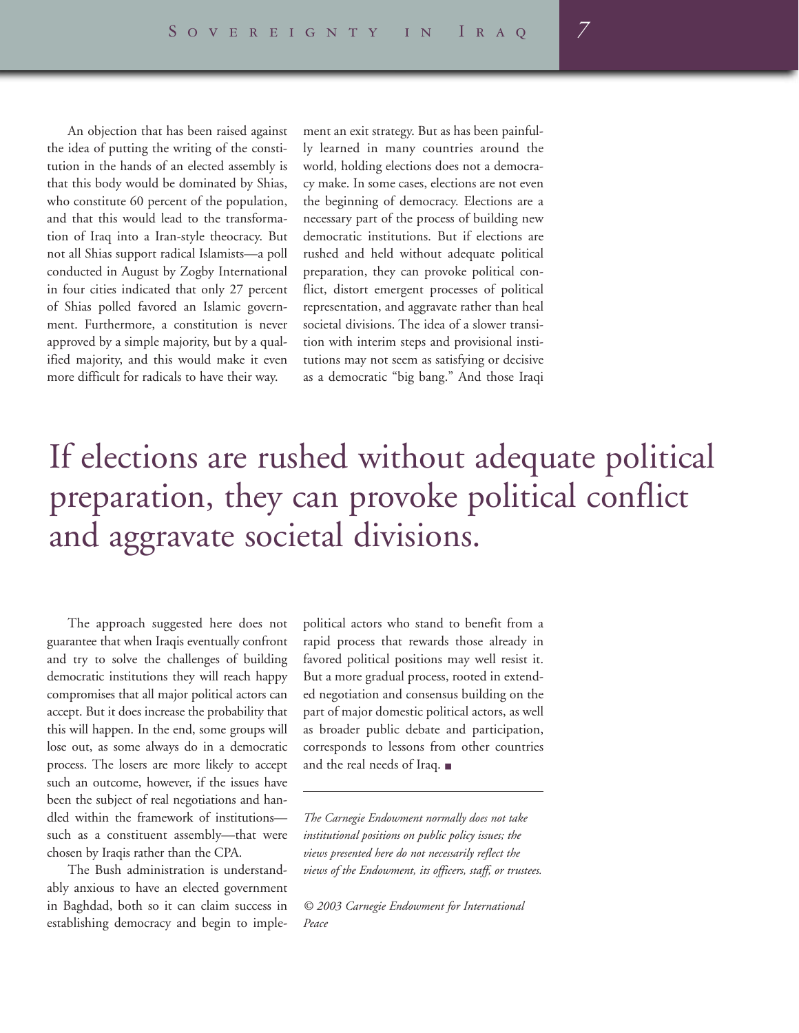An objection that has been raised against the idea of putting the writing of the constitution in the hands of an elected assembly is that this body would be dominated by Shias, who constitute 60 percent of the population, and that this would lead to the transformation of Iraq into a Iran-style theocracy. But not all Shias support radical Islamists—a poll conducted in August by Zogby International in four cities indicated that only 27 percent of Shias polled favored an Islamic government. Furthermore, a constitution is never approved by a simple majority, but by a qualified majority, and this would make it even more difficult for radicals to have their way.

The approach suggested here does not guarantee that when Iraqis eventually confront and try to solve the challenges of building democratic institutions they will reach happy compromises that all major political actors can accept. But it does increase the probability that this will happen. In the end, some groups will lose out, as some always do in a democratic process. The losers are more likely to accept such an outcome, however, if the issues have been the subject of real negotiations and handled within the framework of institutions—such as a constituent assembly—that were chosen by Iraqis rather than the CPA.

The Bush administration is understandably anxious to have an elected government in Baghdad, both so it can claim success in establishing democracy and begin to implement an exit strategy. But as has been painfully learned in many countries around the world, holding elections does not a democracy make. In some cases, elections are not even the beginning of democracy. Elections are a necessary part of the process of building new democratic institutions. But if elections are rushed and held without adequate political preparation, they can provoke political conflict, distort emergent processes of political representation, and aggravate rather than heal societal divisions. The idea of a slower transition with interim steps and provisional institutions may not seem as satisfying or decisive as a democratic "big bang." And those Iraqi political actors who stand to benefit from a rapid process that rewards those already in favored political positions may well resist it. But a more gradual process, rooted in extended negotiation and consensus building on the part of major domestic political actors, as well as broader public debate and participation, corresponds to lessons from other countries and the real needs of Iraq. ■

> If elections are rushed without adequate political preparation, they can provoke political conflict and aggravate societal divisions.

---

*The Carnegie Endowment normally does not take institutional positions on public policy issues; the views presented here do not necessarily reflect the views of the Endowment, its officers, staff, or trustees.*

*© 2003 Carnegie Endowment for International Peace*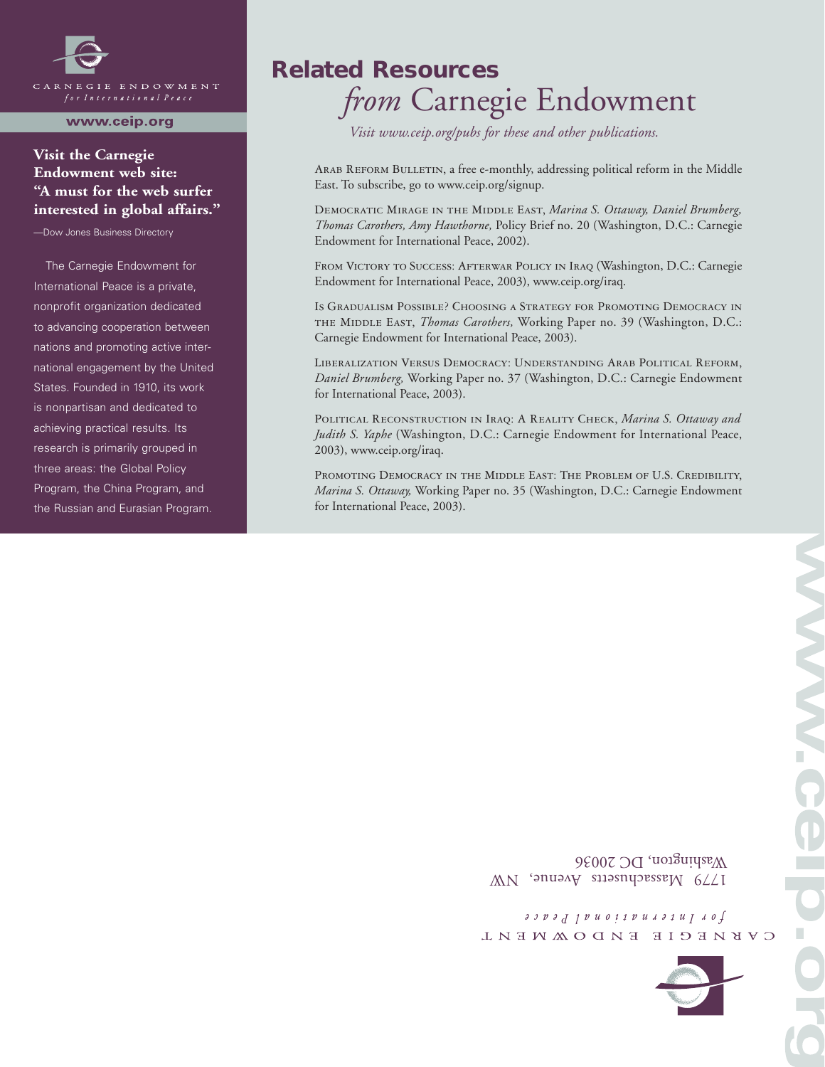CARNEGIE ENDOWMENT
*for International Peace*

**www.ceip.org**

**Visit the Carnegie Endowment web site: "A must for the web surfer interested in global affairs."**

—Dow Jones Business Directory

The Carnegie Endowment for International Peace is a private, nonprofit organization dedicated to advancing cooperation between nations and promoting active international engagement by the United States. Founded in 1910, its work is nonpartisan and dedicated to achieving practical results. Its research is primarily grouped in three areas: the Global Policy Program, the China Program, and the Russian and Eurasian Program.

# Related Resources *from* Carnegie Endowment

*Visit www.ceip.org/pubs for these and other publications.*

Arab Reform Bulletin, a free e-monthly, addressing political reform in the Middle East. To subscribe, go to www.ceip.org/signup.

Democratic Mirage in the Middle East, *Marina S. Ottaway, Daniel Brumberg, Thomas Carothers, Amy Hawthorne,* Policy Brief no. 20 (Washington, D.C.: Carnegie Endowment for International Peace, 2002).

From Victory to Success: Afterwar Policy in Iraq (Washington, D.C.: Carnegie Endowment for International Peace, 2003), www.ceip.org/iraq.

Is Gradualism Possible? Choosing a Strategy for Promoting Democracy in the Middle East, *Thomas Carothers,* Working Paper no. 39 (Washington, D.C.: Carnegie Endowment for International Peace, 2003).

Liberalization Versus Democracy: Understanding Arab Political Reform, *Daniel Brumberg,* Working Paper no. 37 (Washington, D.C.: Carnegie Endowment for International Peace, 2003).

Political Reconstruction in Iraq: A Reality Check, *Marina S. Ottaway and Judith S. Yaphe* (Washington, D.C.: Carnegie Endowment for International Peace, 2003), www.ceip.org/iraq.

Promoting Democracy in the Middle East: The Problem of U.S. Credibility, *Marina S. Ottaway,* Working Paper no. 35 (Washington, D.C.: Carnegie Endowment for International Peace, 2003).

CARNEGIE ENDOWMENT
*for International Peace*

1779 Massachusetts Avenue, NW
Washington, DC 20036

www.ceip.org